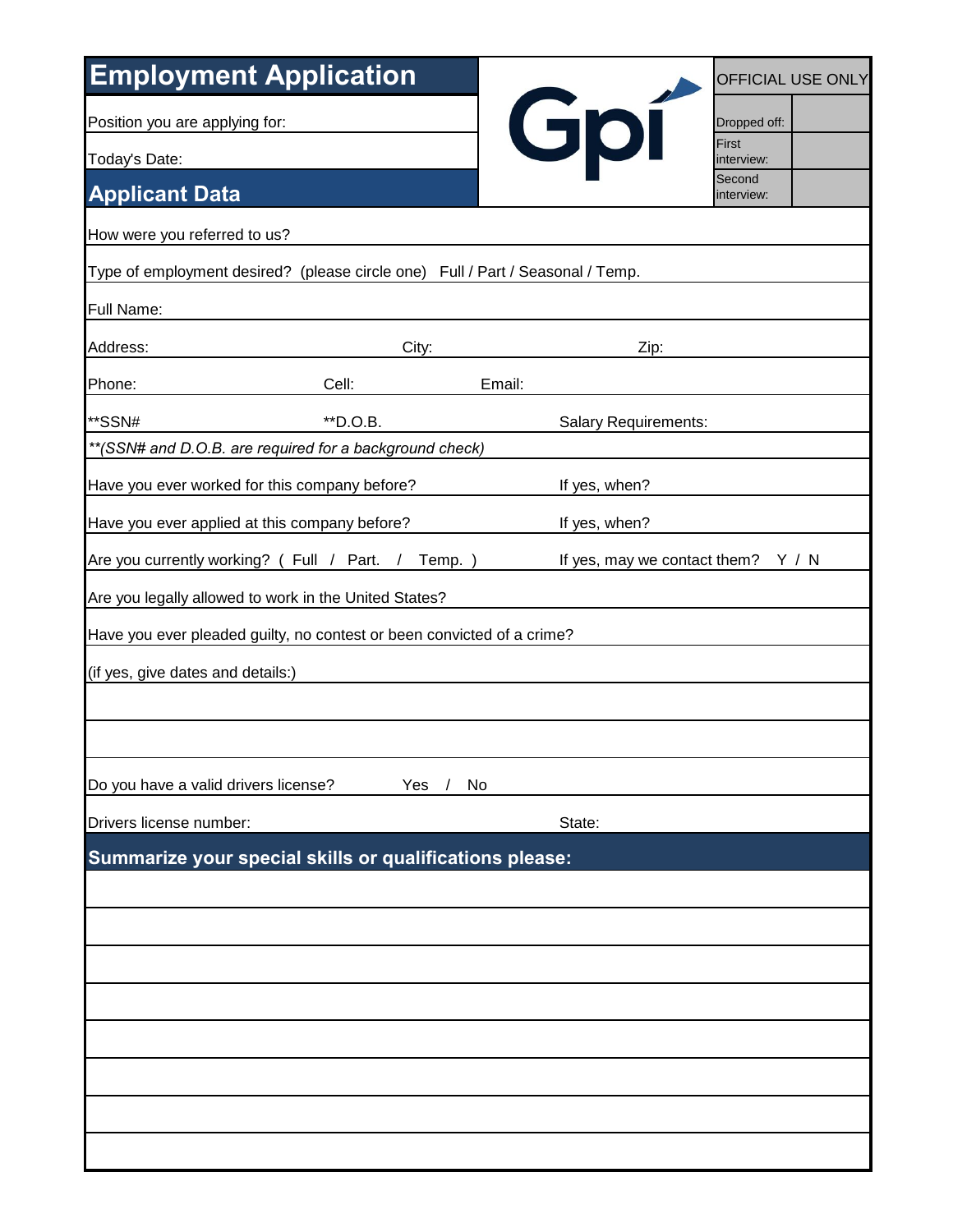# Employment Application

Gpi

| OFFICIAL USE ONLY | |
|---|---|
| Dropped off: | |
| First interview: | |
| Second interview: | |

Position you are applying for:

Today's Date:

## Applicant Data

How were you referred to us?

Type of employment desired? (please circle one) Full / Part / Seasonal / Temp.

Full Name:

Address: City: Zip:

Phone: Cell: Email:

**SSN# **D.O.B. Salary Requirements:

*\*\*(SSN# and D.O.B. are required for a background check)*

Have you ever worked for this company before? If yes, when?

Have you ever applied at this company before? If yes, when?

Are you currently working? ( Full / Part. / Temp. ) If yes, may we contact them? Y / N

Are you legally allowed to work in the United States?

Have you ever pleaded guilty, no contest or been convicted of a crime?

(if yes, give dates and details:)

Do you have a valid drivers license? Yes / No

Drivers license number: State:

## Summarize your special skills or qualifications please: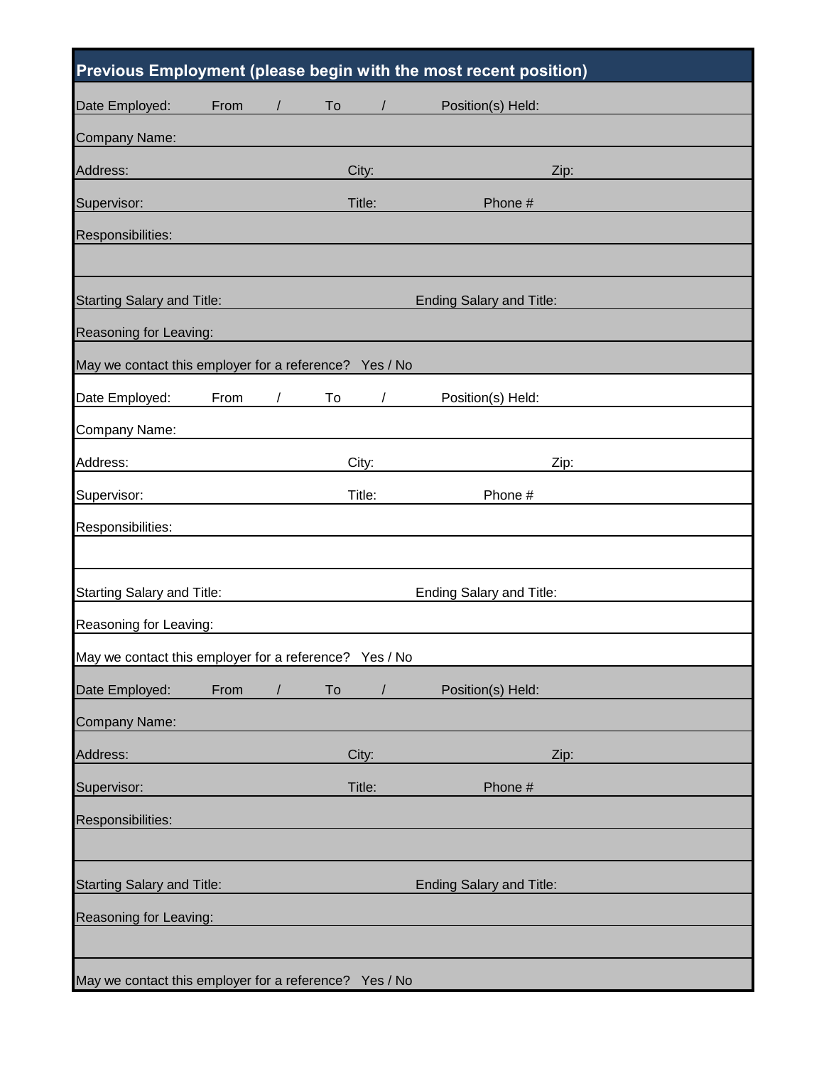## Previous Employment (please begin with the most recent position)

Date Employed: From / To / Position(s) Held:

Company Name:

Address: City: Zip:

Supervisor: Title: Phone #

Responsibilities:

Starting Salary and Title: Ending Salary and Title:

Reasoning for Leaving:

May we contact this employer for a reference? Yes / No

Date Employed: From / To / Position(s) Held:

Company Name:

Address: City: Zip:

Supervisor: Title: Phone #

Responsibilities:

Starting Salary and Title: Ending Salary and Title:

Reasoning for Leaving:

May we contact this employer for a reference? Yes / No

Date Employed: From / To / Position(s) Held:

Company Name:

Address: City: Zip:

Supervisor: Title: Phone #

Responsibilities:

Starting Salary and Title: Ending Salary and Title:

Reasoning for Leaving:

May we contact this employer for a reference? Yes / No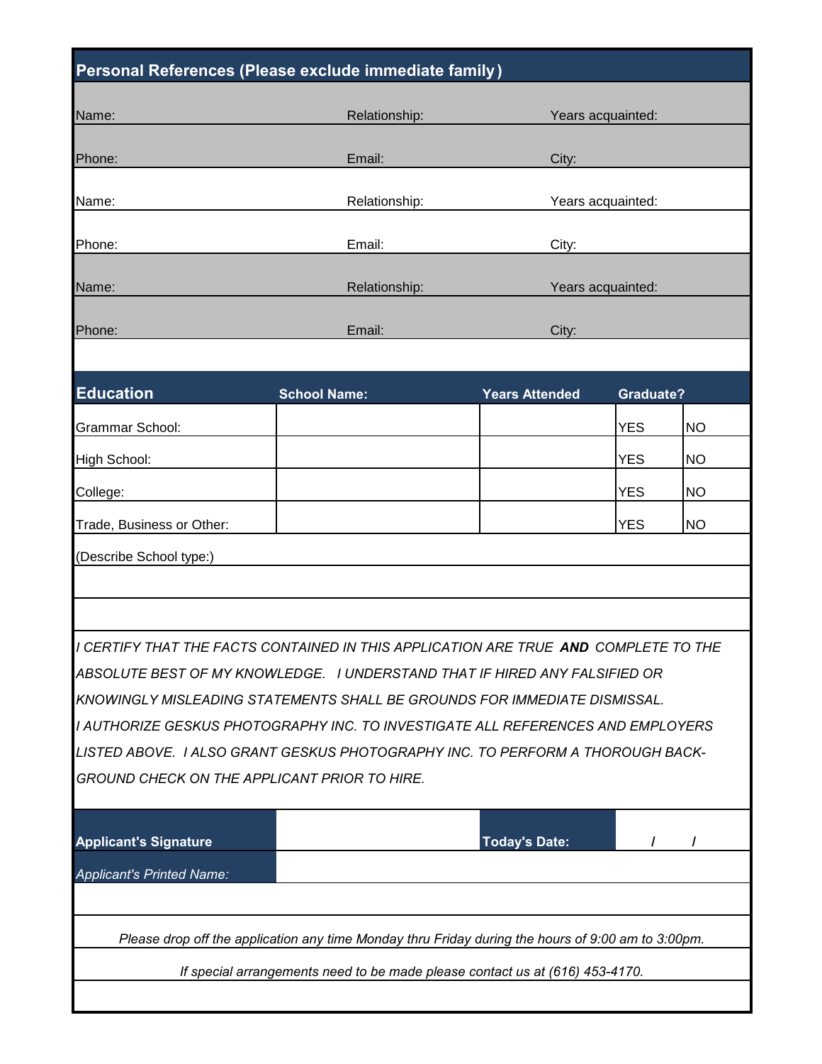## Personal References (Please exclude immediate family)

| | | |
|---|---|---|
| Name: | Relationship: | Years acquainted: |
| Phone: | Email: | City: |
| Name: | Relationship: | Years acquainted: |
| Phone: | Email: | City: |
| Name: | Relationship: | Years acquainted: |
| Phone: | Email: | City: |

| Education | School Name: | Years Attended | Graduate? | |
|---|---|---|---|---|
| Grammar School: | | | YES | NO |
| High School: | | | YES | NO |
| College: | | | YES | NO |
| Trade, Business or Other: | | | YES | NO |

(Describe School type:)

*I CERTIFY THAT THE FACTS CONTAINED IN THIS APPLICATION ARE TRUE* ***AND*** *COMPLETE TO THE ABSOLUTE BEST OF MY KNOWLEDGE. I UNDERSTAND THAT IF HIRED ANY FALSIFIED OR KNOWINGLY MISLEADING STATEMENTS SHALL BE GROUNDS FOR IMMEDIATE DISMISSAL.*
*I AUTHORIZE GESKUS PHOTOGRAPHY INC. TO INVESTIGATE ALL REFERENCES AND EMPLOYERS LISTED ABOVE. I ALSO GRANT GESKUS PHOTOGRAPHY INC. TO PERFORM A THOROUGH BACK-GROUND CHECK ON THE APPLICANT PRIOR TO HIRE.*

| | | | |
|---|---|---|---|
| **Applicant's Signature** | | **Today's Date:** | / / |
| *Applicant's Printed Name:* | | | |

*Please drop off the application any time Monday thru Friday during the hours of 9:00 am to 3:00pm.*

*If special arrangements need to be made please contact us at (616) 453-4170.*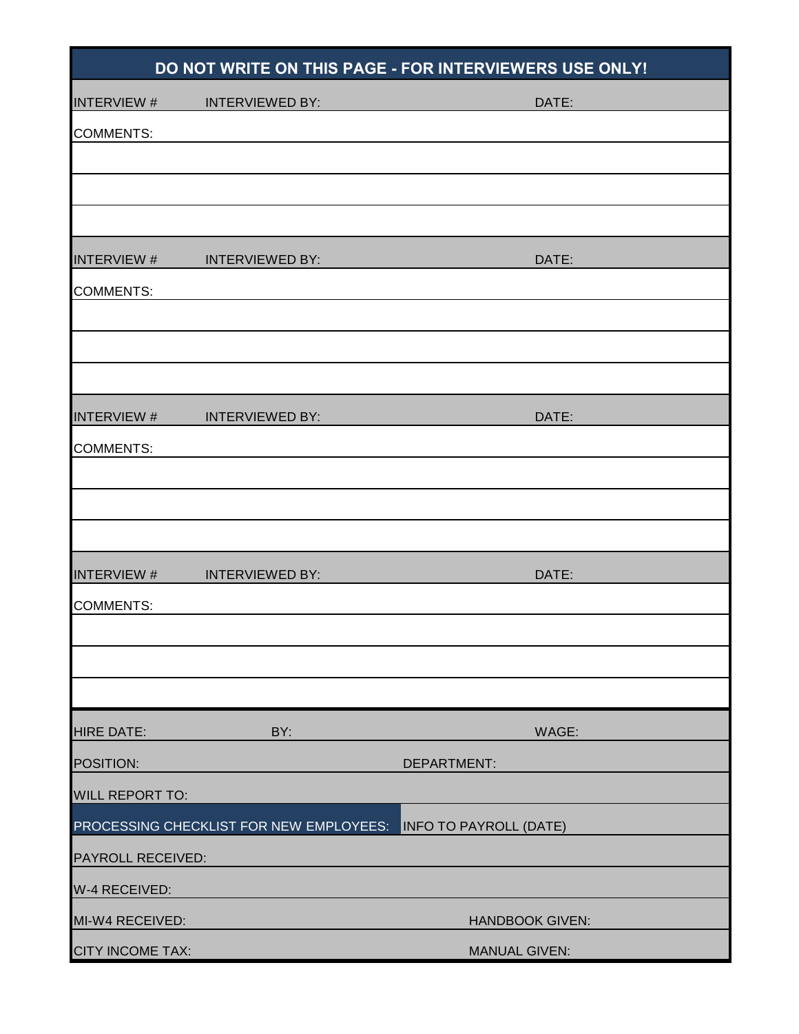## DO NOT WRITE ON THIS PAGE - FOR INTERVIEWERS USE ONLY!

| | | |
|---|---|---|
| INTERVIEW # | INTERVIEWED BY: | DATE: |
| COMMENTS: | | |
| | | |
| | | |
| | | |
| INTERVIEW # | INTERVIEWED BY: | DATE: |
| COMMENTS: | | |
| | | |
| | | |
| | | |
| INTERVIEW # | INTERVIEWED BY: | DATE: |
| COMMENTS: | | |
| | | |
| | | |
| | | |
| INTERVIEW # | INTERVIEWED BY: | DATE: |
| COMMENTS: | | |
| | | |
| | | |
| | | |

| | | |
|---|---|---|
| HIRE DATE: | BY: | WAGE: |
| POSITION: | DEPARTMENT: | |
| WILL REPORT TO: | | |
| PROCESSING CHECKLIST FOR NEW EMPLOYEES: | INFO TO PAYROLL (DATE) | |
| PAYROLL RECEIVED: | | |
| W-4 RECEIVED: | | |
| MI-W4 RECEIVED: | | HANDBOOK GIVEN: |
| CITY INCOME TAX: | | MANUAL GIVEN: |